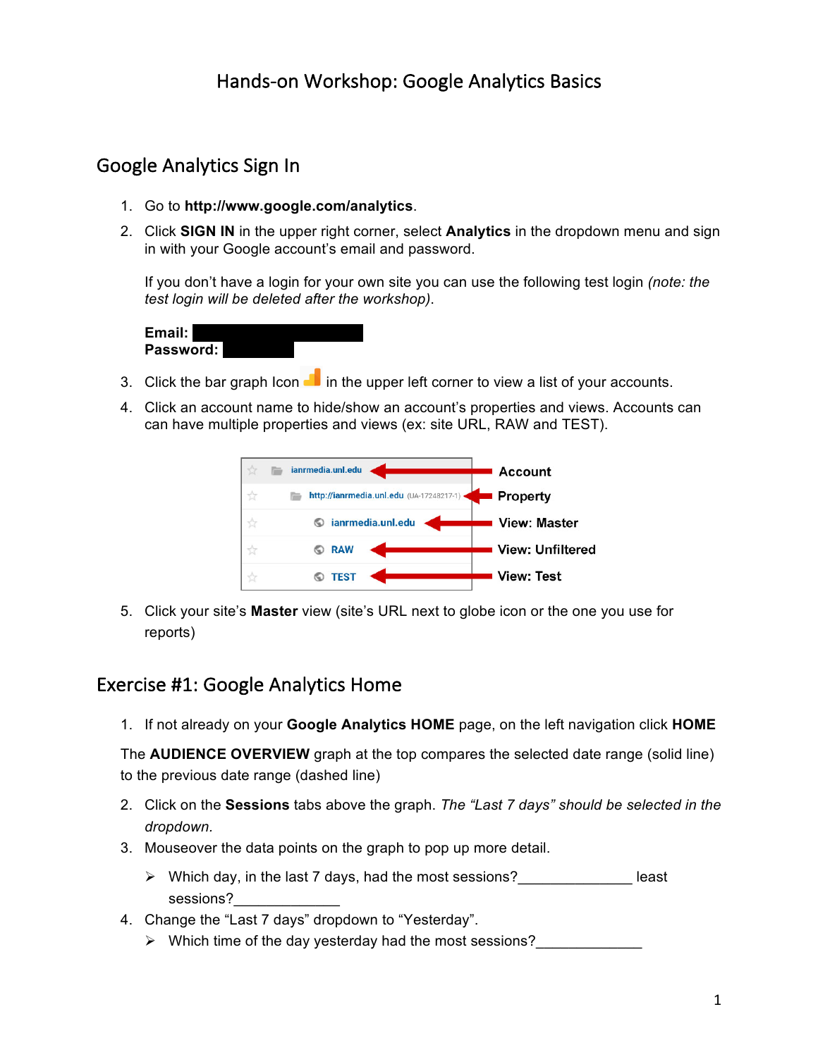# Hands-on Workshop: Google Analytics Basics

## Google Analytics Sign In

1. Go to **http://www.google.com/analytics**.
2. Click **SIGN IN** in the upper right corner, select **Analytics** in the dropdown menu and sign in with your Google account's email and password.

   If you don't have a login for your own site you can use the following test login *(note: the test login will be deleted after the workshop)*.

   **Email:**
   **Password:**

3. Click the bar graph Icon in the upper left corner to view a list of your accounts.
4. Click an account name to hide/show an account's properties and views. Accounts can can have multiple properties and views (ex: site URL, RAW and TEST).

| | | |
|---|---|---|
| ianrmedia.unl.edu | ← | **Account** |
| http://ianrmedia.unl.edu (UA-17248217-1) | ← | **Property** |
| ianrmedia.unl.edu | ← | **View: Master** |
| RAW | ← | **View: Unfiltered** |
| TEST | ← | **View: Test** |

5. Click your site's **Master** view (site's URL next to globe icon or the one you use for reports)

## Exercise #1: Google Analytics Home

1. If not already on your **Google Analytics HOME** page, on the left navigation click **HOME**

The **AUDIENCE OVERVIEW** graph at the top compares the selected date range (solid line) to the previous date range (dashed line)

2. Click on the **Sessions** tabs above the graph. *The "Last 7 days" should be selected in the dropdown.*
3. Mouseover the data points on the graph to pop up more detail.
   - Which day, in the last 7 days, had the most sessions?______________ least sessions?_____________
4. Change the "Last 7 days" dropdown to "Yesterday".
   - Which time of the day yesterday had the most sessions?_____________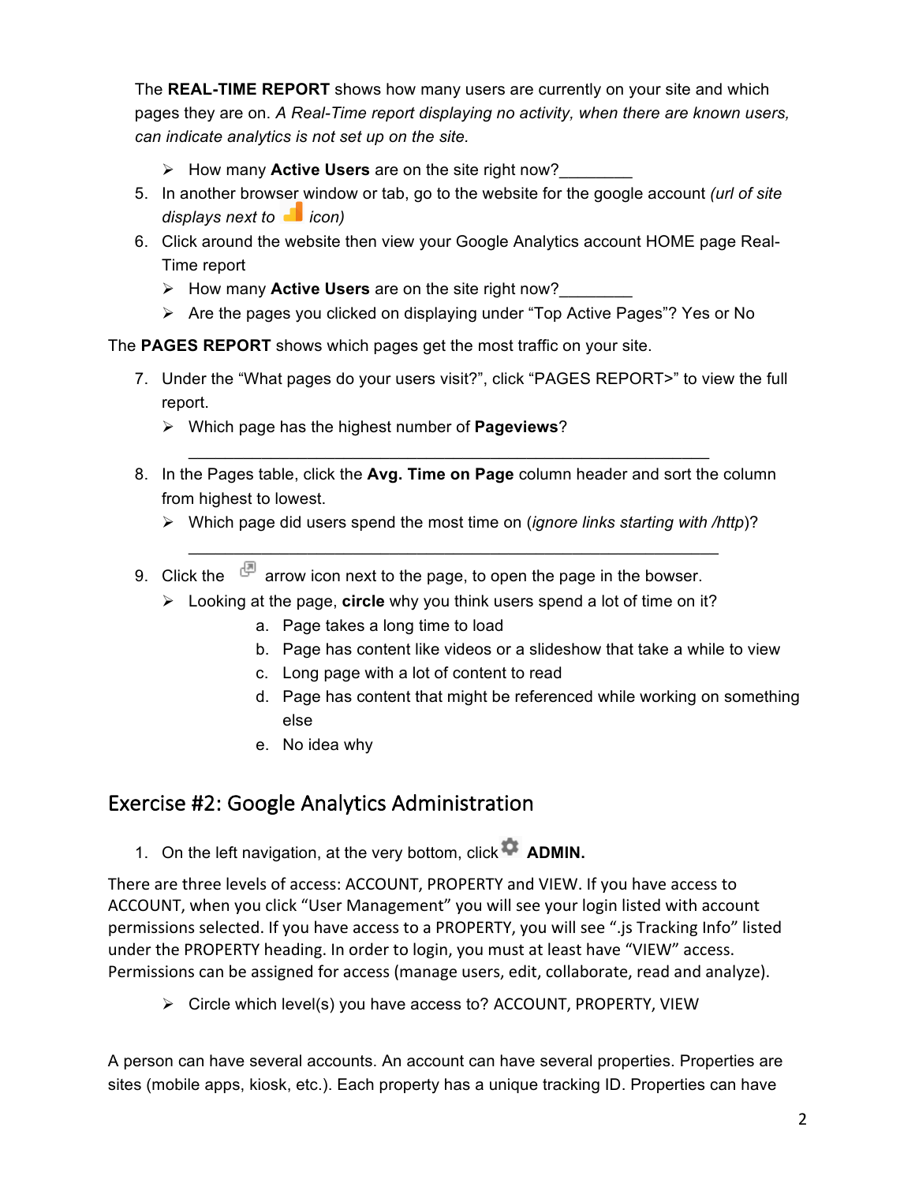The **REAL-TIME REPORT** shows how many users are currently on your site and which pages they are on. *A Real-Time report displaying no activity, when there are known users, can indicate analytics is not set up on the site.*

- How many **Active Users** are on the site right now?________

5. In another browser window or tab, go to the website for the google account *(url of site displays next to icon)*
6. Click around the website then view your Google Analytics account HOME page Real-Time report
   - How many **Active Users** are on the site right now?________
   - Are the pages you clicked on displaying under "Top Active Pages"? Yes or No

The **PAGES REPORT** shows which pages get the most traffic on your site.

7. Under the "What pages do your users visit?", click "PAGES REPORT>" to view the full report.
   - Which page has the highest number of **Pageviews**?

     ____________________________________________________________
8. In the Pages table, click the **Avg. Time on Page** column header and sort the column from highest to lowest.
   - Which page did users spend the most time on (*ignore links starting with /http*)?

     ____________________________________________________________
9. Click the arrow icon next to the page, to open the page in the bowser.
   - Looking at the page, **circle** why you think users spend a lot of time on it?
     a. Page takes a long time to load
     b. Page has content like videos or a slideshow that take a while to view
     c. Long page with a lot of content to read
     d. Page has content that might be referenced while working on something else
     e. No idea why

## Exercise #2: Google Analytics Administration

1. On the left navigation, at the very bottom, click **ADMIN.**

There are three levels of access: ACCOUNT, PROPERTY and VIEW. If you have access to ACCOUNT, when you click "User Management" you will see your login listed with account permissions selected. If you have access to a PROPERTY, you will see ".js Tracking Info" listed under the PROPERTY heading. In order to login, you must at least have "VIEW" access. Permissions can be assigned for access (manage users, edit, collaborate, read and analyze).

- Circle which level(s) you have access to? ACCOUNT, PROPERTY, VIEW

A person can have several accounts. An account can have several properties. Properties are sites (mobile apps, kiosk, etc.). Each property has a unique tracking ID. Properties can have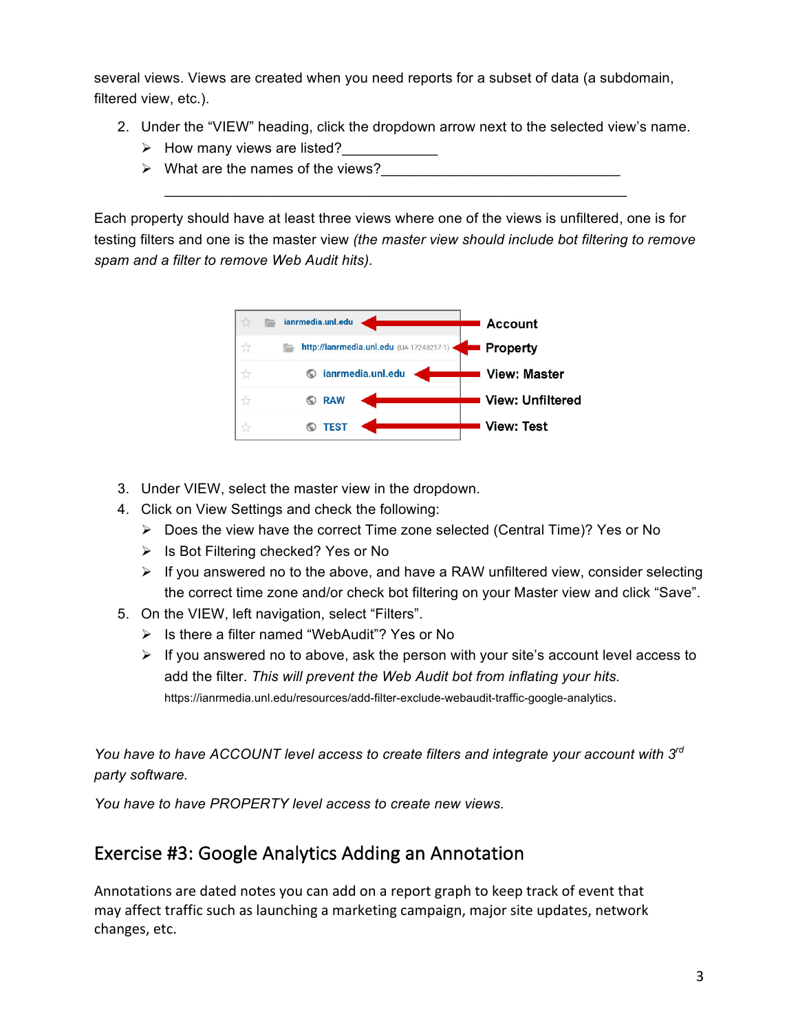several views. Views are created when you need reports for a subset of data (a subdomain, filtered view, etc.).

2. Under the "VIEW" heading, click the dropdown arrow next to the selected view's name.
   - How many views are listed?____________
   - What are the names of the views?______________________________

   ____________________________________________________________

Each property should have at least three views where one of the views is unfiltered, one is for testing filters and one is the master view *(the master view should include bot filtering to remove spam and a filter to remove Web Audit hits).*

3. Under VIEW, select the master view in the dropdown.
4. Click on View Settings and check the following:
   - Does the view have the correct Time zone selected (Central Time)? Yes or No
   - Is Bot Filtering checked? Yes or No
   - If you answered no to the above, and have a RAW unfiltered view, consider selecting the correct time zone and/or check bot filtering on your Master view and click "Save".
5. On the VIEW, left navigation, select "Filters".
   - Is there a filter named "WebAudit"? Yes or No
   - If you answered no to above, ask the person with your site's account level access to add the filter. *This will prevent the Web Audit bot from inflating your hits.* https://ianrmedia.unl.edu/resources/add-filter-exclude-webaudit-traffic-google-analytics.

*You have to have ACCOUNT level access to create filters and integrate your account with 3rd party software.*

*You have to have PROPERTY level access to create new views.*

## Exercise #3: Google Analytics Adding an Annotation

Annotations are dated notes you can add on a report graph to keep track of event that may affect traffic such as launching a marketing campaign, major site updates, network changes, etc.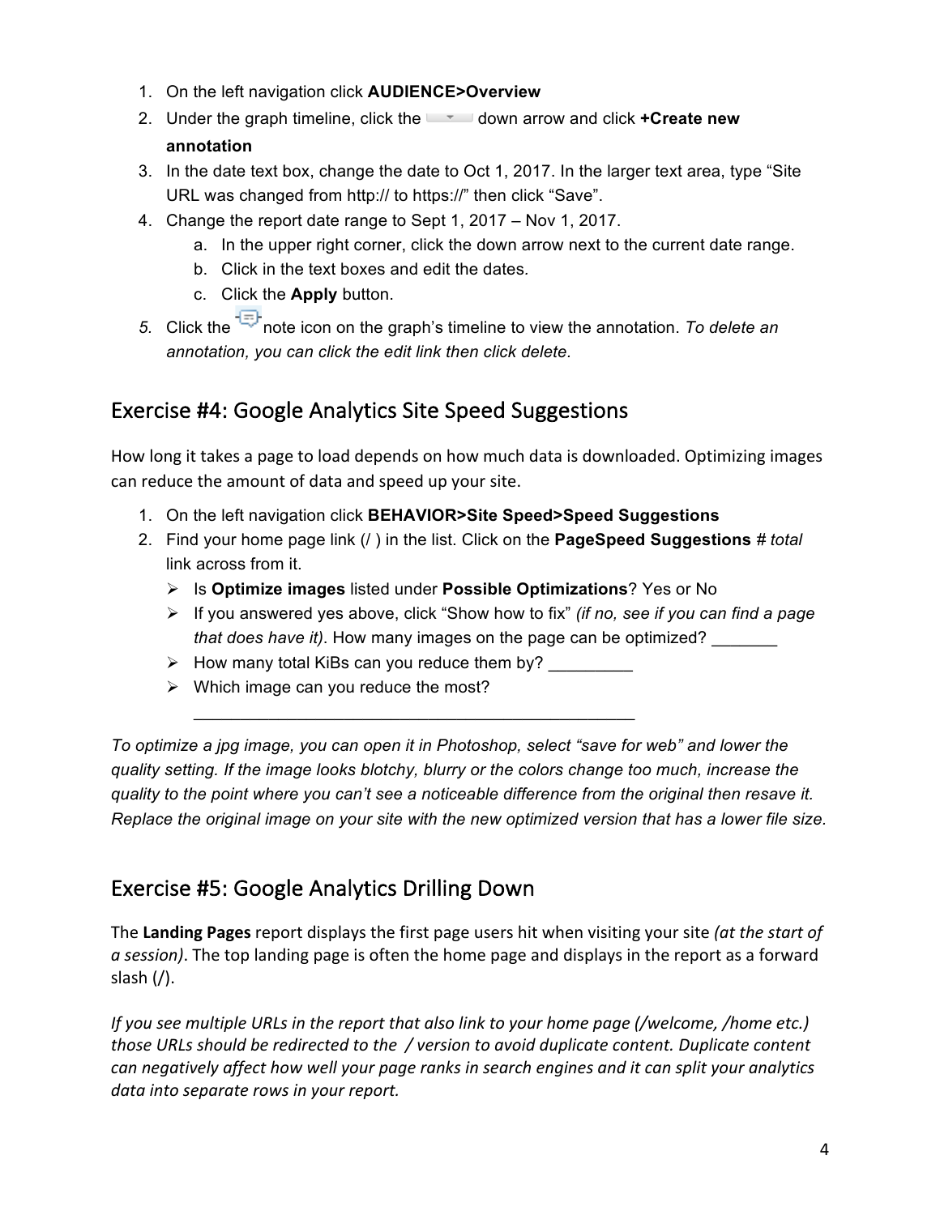1. On the left navigation click **AUDIENCE>Overview**
2. Under the graph timeline, click the down arrow and click **+Create new annotation**
3. In the date text box, change the date to Oct 1, 2017. In the larger text area, type "Site URL was changed from http:// to https://" then click "Save".
4. Change the report date range to Sept 1, 2017 – Nov 1, 2017.
    a. In the upper right corner, click the down arrow next to the current date range.
    b. Click in the text boxes and edit the dates.
    c. Click the **Apply** button.
5. Click the note icon on the graph's timeline to view the annotation. *To delete an annotation, you can click the edit link then click delete.*

## Exercise #4: Google Analytics Site Speed Suggestions

How long it takes a page to load depends on how much data is downloaded. Optimizing images can reduce the amount of data and speed up your site.

1. On the left navigation click **BEHAVIOR>Site Speed>Speed Suggestions**
2. Find your home page link (/ ) in the list. Click on the **PageSpeed Suggestions** # *total* link across from it.
    - Is **Optimize images** listed under **Possible Optimizations**? Yes or No
    - If you answered yes above, click "Show how to fix" *(if no, see if you can find a page that does have it)*. How many images on the page can be optimized? _______
    - How many total KiBs can you reduce them by? _________
    - Which image can you reduce the most? ________________________________________________

*To optimize a jpg image, you can open it in Photoshop, select "save for web" and lower the quality setting. If the image looks blotchy, blurry or the colors change too much, increase the quality to the point where you can't see a noticeable difference from the original then resave it. Replace the original image on your site with the new optimized version that has a lower file size.*

## Exercise #5: Google Analytics Drilling Down

The **Landing Pages** report displays the first page users hit when visiting your site *(at the start of a session)*. The top landing page is often the home page and displays in the report as a forward slash (/).

*If you see multiple URLs in the report that also link to your home page (/welcome, /home etc.) those URLs should be redirected to the / version to avoid duplicate content. Duplicate content can negatively affect how well your page ranks in search engines and it can split your analytics data into separate rows in your report.*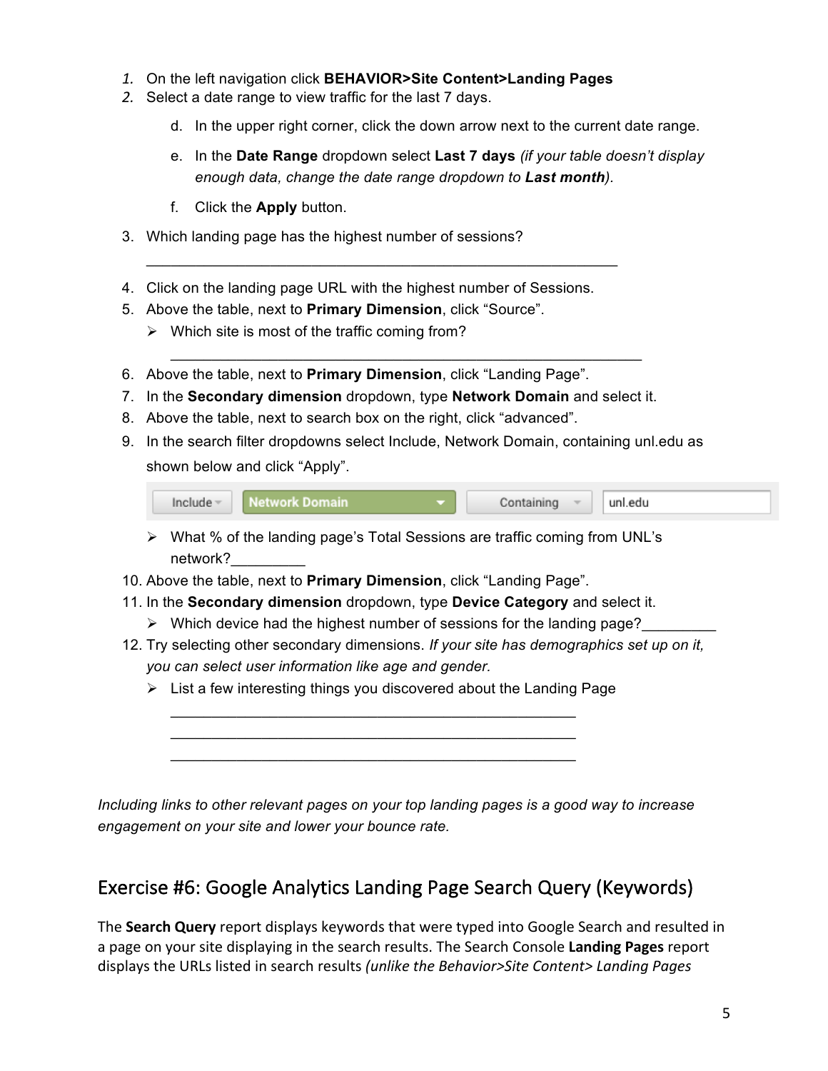1. On the left navigation click **BEHAVIOR>Site Content>Landing Pages**
2. Select a date range to view traffic for the last 7 days.

   d. In the upper right corner, click the down arrow next to the current date range.

   e. In the **Date Range** dropdown select **Last 7 days** *(if your table doesn't display enough data, change the date range dropdown to **Last month**).*

   f. Click the **Apply** button.

3. Which landing page has the highest number of sessions?

   ____________________________________________________________

4. Click on the landing page URL with the highest number of Sessions.
5. Above the table, next to **Primary Dimension**, click "Source".
   - Which site is most of the traffic coming from?

     ____________________________________________________________

6. Above the table, next to **Primary Dimension**, click "Landing Page".
7. In the **Secondary dimension** dropdown, type **Network Domain** and select it.
8. Above the table, next to search box on the right, click "advanced".
9. In the search filter dropdowns select Include, Network Domain, containing unl.edu as shown below and click "Apply".

   | Include | Network Domain | Containing | unl.edu |
   |---|---|---|---|

   - What % of the landing page's Total Sessions are traffic coming from UNL's network?_________

10. Above the table, next to **Primary Dimension**, click "Landing Page".
11. In the **Secondary dimension** dropdown, type **Device Category** and select it.
    - Which device had the highest number of sessions for the landing page?_________

12. Try selecting other secondary dimensions. *If your site has demographics set up on it, you can select user information like age and gender.*
    - List a few interesting things you discovered about the Landing Page

      ____________________________________________________

      ____________________________________________________

      ____________________________________________________

*Including links to other relevant pages on your top landing pages is a good way to increase engagement on your site and lower your bounce rate.*

## Exercise #6: Google Analytics Landing Page Search Query (Keywords)

The **Search Query** report displays keywords that were typed into Google Search and resulted in a page on your site displaying in the search results. The Search Console **Landing Pages** report displays the URLs listed in search results *(unlike the Behavior>Site Content> Landing Pages*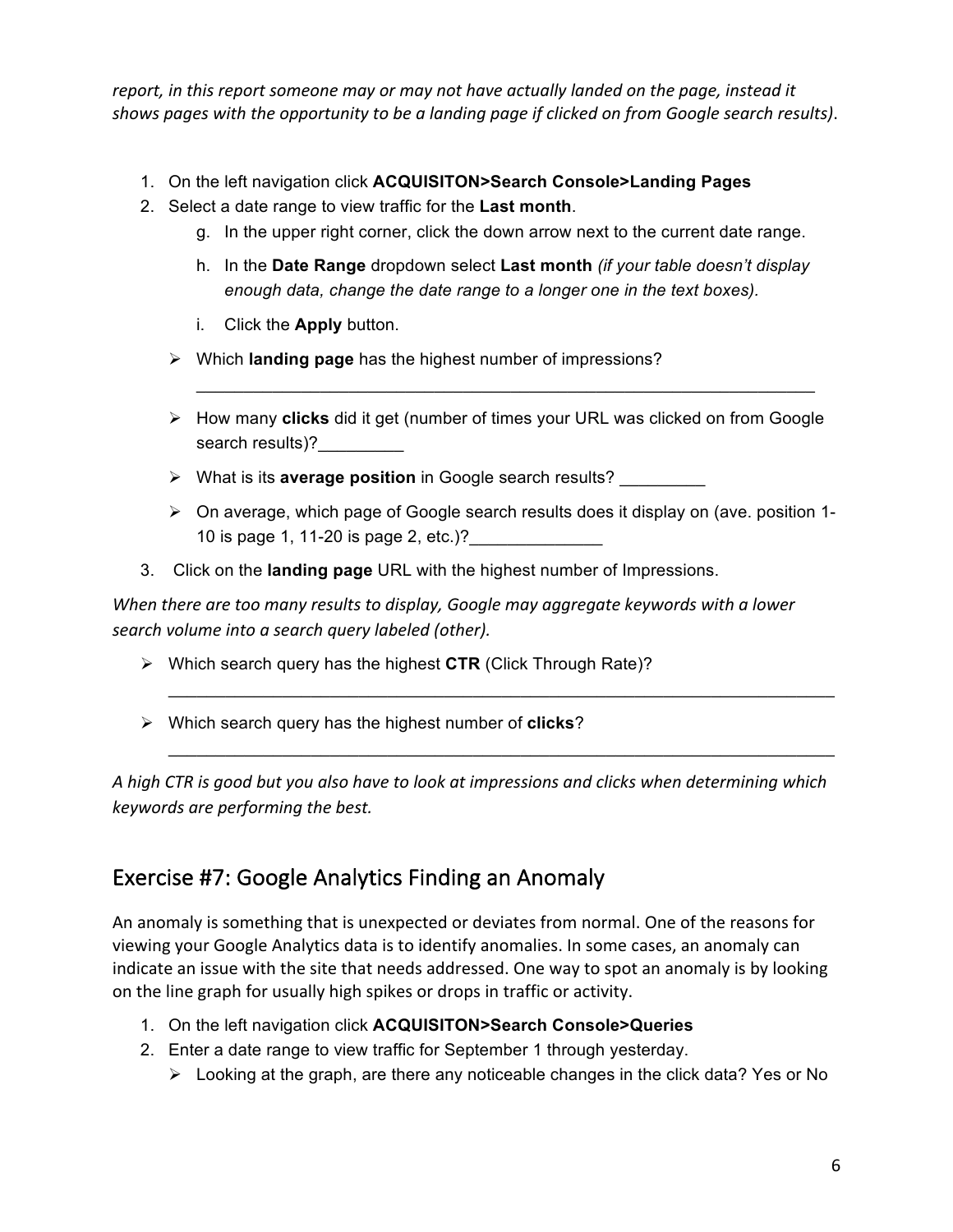*report, in this report someone may or may not have actually landed on the page, instead it shows pages with the opportunity to be a landing page if clicked on from Google search results)*.

1. On the left navigation click **ACQUISITON>Search Console>Landing Pages**
2. Select a date range to view traffic for the **Last month**.
   g. In the upper right corner, click the down arrow next to the current date range.
   h. In the **Date Range** dropdown select **Last month** *(if your table doesn't display enough data, change the date range to a longer one in the text boxes).*
   i. Click the **Apply** button.
   - Which **landing page** has the highest number of impressions?
     ___________________________________________________________________
   - How many **clicks** did it get (number of times your URL was clicked on from Google search results)?_________
   - What is its **average position** in Google search results? _________
   - On average, which page of Google search results does it display on (ave. position 1-10 is page 1, 11-20 is page 2, etc.)?______________
3. Click on the **landing page** URL with the highest number of Impressions.

*When there are too many results to display, Google may aggregate keywords with a lower search volume into a search query labeled (other).*

- Which search query has the highest **CTR** (Click Through Rate)?
  ______________________________________________________________________
- Which search query has the highest number of **clicks**?
  ______________________________________________________________________

*A high CTR is good but you also have to look at impressions and clicks when determining which keywords are performing the best.*

## Exercise #7: Google Analytics Finding an Anomaly

An anomaly is something that is unexpected or deviates from normal. One of the reasons for viewing your Google Analytics data is to identify anomalies. In some cases, an anomaly can indicate an issue with the site that needs addressed. One way to spot an anomaly is by looking on the line graph for usually high spikes or drops in traffic or activity.

1. On the left navigation click **ACQUISITON>Search Console>Queries**
2. Enter a date range to view traffic for September 1 through yesterday.
   - Looking at the graph, are there any noticeable changes in the click data? Yes or No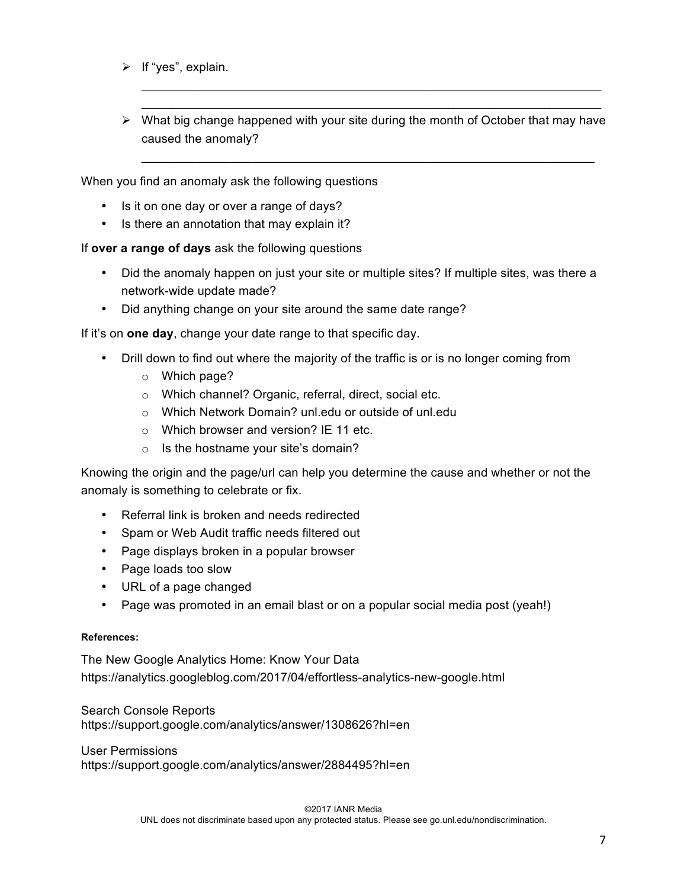- If "yes", explain.

  \_\_\_\_\_\_\_\_\_\_\_\_\_\_\_\_\_\_\_\_\_\_\_\_\_\_\_\_\_\_\_\_\_\_\_\_\_\_\_\_\_\_\_\_\_\_\_\_\_\_\_\_\_\_\_\_\_\_\_\_\_\_\_\_

  \_\_\_\_\_\_\_\_\_\_\_\_\_\_\_\_\_\_\_\_\_\_\_\_\_\_\_\_\_\_\_\_\_\_\_\_\_\_\_\_\_\_\_\_\_\_\_\_\_\_\_\_\_\_\_\_\_\_\_\_\_\_\_\_

- What big change happened with your site during the month of October that may have caused the anomaly?

  \_\_\_\_\_\_\_\_\_\_\_\_\_\_\_\_\_\_\_\_\_\_\_\_\_\_\_\_\_\_\_\_\_\_\_\_\_\_\_\_\_\_\_\_\_\_\_\_\_\_\_\_\_\_\_\_\_\_\_\_\_\_\_\_

When you find an anomaly ask the following questions

- Is it on one day or over a range of days?
- Is there an annotation that may explain it?

If **over a range of days** ask the following questions

- Did the anomaly happen on just your site or multiple sites? If multiple sites, was there a network-wide update made?
- Did anything change on your site around the same date range?

If it's on **one day**, change your date range to that specific day.

- Drill down to find out where the majority of the traffic is or is no longer coming from
  - Which page?
  - Which channel? Organic, referral, direct, social etc.
  - Which Network Domain? unl.edu or outside of unl.edu
  - Which browser and version? IE 11 etc.
  - Is the hostname your site's domain?

Knowing the origin and the page/url can help you determine the cause and whether or not the anomaly is something to celebrate or fix.

- Referral link is broken and needs redirected
- Spam or Web Audit traffic needs filtered out
- Page displays broken in a popular browser
- Page loads too slow
- URL of a page changed
- Page was promoted in an email blast or on a popular social media post (yeah!)

**References:**

The New Google Analytics Home: Know Your Data
https://analytics.googleblog.com/2017/04/effortless-analytics-new-google.html

Search Console Reports
https://support.google.com/analytics/answer/1308626?hl=en

User Permissions
https://support.google.com/analytics/answer/2884495?hl=en

©2017 IANR Media
UNL does not discriminate based upon any protected status. Please see go.unl.edu/nondiscrimination.